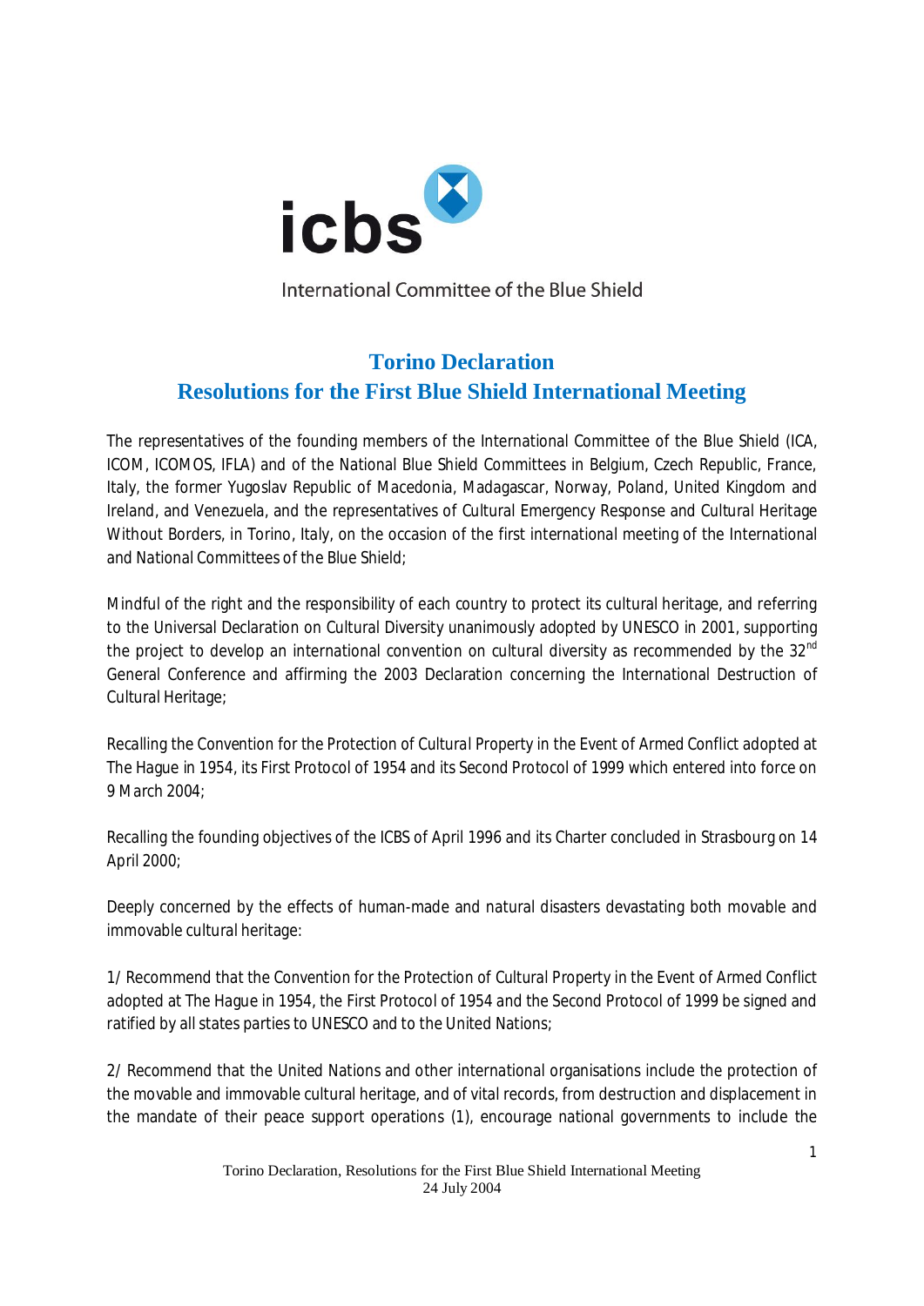icbs

International Committee of the Blue Shield

# Torino Declaration
## Resolutions for the First Blue Shield International Meeting

The representatives of the founding members of the International Committee of the Blue Shield (ICA, ICOM, ICOMOS, IFLA) and of the National Blue Shield Committees in Belgium, Czech Republic, France, Italy, the former Yugoslav Republic of Macedonia, Madagascar, Norway, Poland, United Kingdom and Ireland, and Venezuela, and the representatives of Cultural Emergency Response and Cultural Heritage Without Borders, in Torino, Italy, on the occasion of the first international meeting of the International and National Committees of the Blue Shield;

Mindful of the right and the responsibility of each country to protect its cultural heritage, and referring to the Universal Declaration on Cultural Diversity unanimously adopted by UNESCO in 2001, supporting the project to develop an international convention on cultural diversity as recommended by the 32nd General Conference and affirming the 2003 Declaration concerning the International Destruction of Cultural Heritage;

Recalling the Convention for the Protection of Cultural Property in the Event of Armed Conflict adopted at The Hague in 1954, its First Protocol of 1954 and its Second Protocol of 1999 which entered into force on 9 March 2004;

Recalling the founding objectives of the ICBS of April 1996 and its Charter concluded in Strasbourg on 14 April 2000;

Deeply concerned by the effects of human-made and natural disasters devastating both movable and immovable cultural heritage:

1/ Recommend that the Convention for the Protection of Cultural Property in the Event of Armed Conflict adopted at The Hague in 1954, the First Protocol of 1954 and the Second Protocol of 1999 be signed and ratified by all states parties to UNESCO and to the United Nations;

2/ Recommend that the United Nations and other international organisations include the protection of the movable and immovable cultural heritage, and of vital records, from destruction and displacement in the mandate of their peace support operations (1), encourage national governments to include the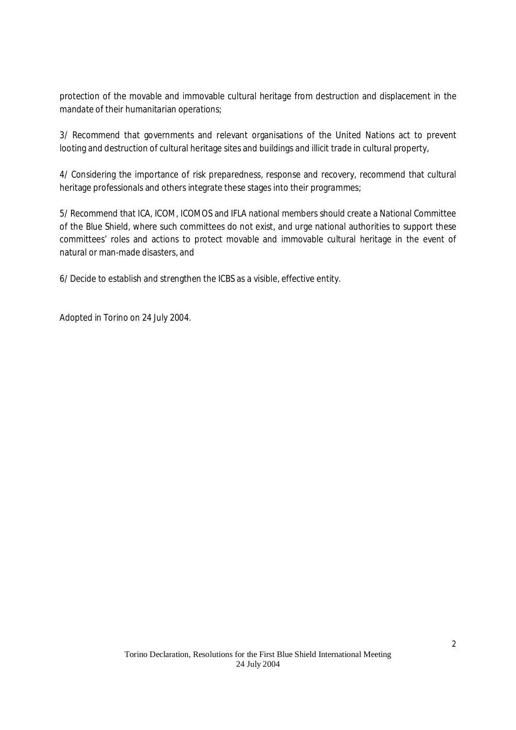protection of the movable and immovable cultural heritage from destruction and displacement in the mandate of their humanitarian operations;

3/ Recommend that governments and relevant organisations of the United Nations act to prevent looting and destruction of cultural heritage sites and buildings and illicit trade in cultural property,

4/ Considering the importance of risk preparedness, response and recovery, recommend that cultural heritage professionals and others integrate these stages into their programmes;

5/ Recommend that ICA, ICOM, ICOMOS and IFLA national members should create a National Committee of the Blue Shield, where such committees do not exist, and urge national authorities to support these committees' roles and actions to protect movable and immovable cultural heritage in the event of natural or man-made disasters, and

6/ Decide to establish and strengthen the ICBS as a visible, effective entity.

Adopted in Torino on 24 July 2004.